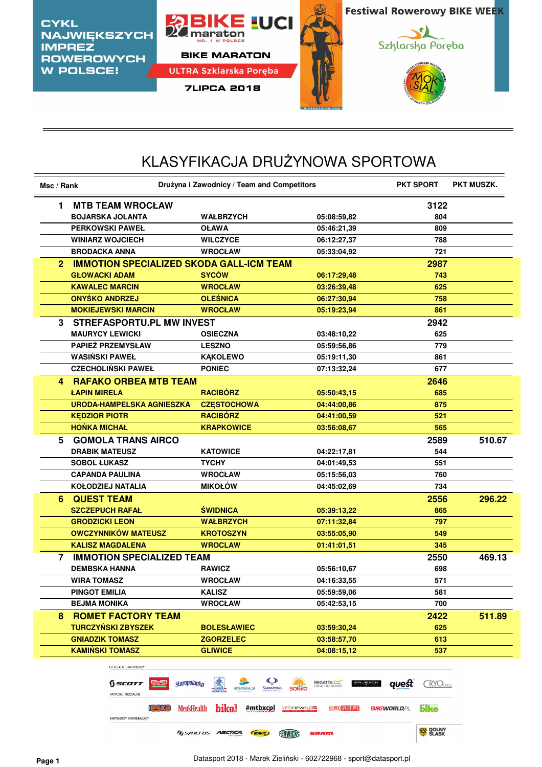CYKL NAJWIĘKSZYCH IMPREZ ROWEROWYCH W POLSCE!

BIKE MARATON

ULTRA Szklarska Poręba

7LIPCA 2018

Festiwal Rowerowy BIKE WEEK

# KLASYFIKACJA DRUŻYNOWA SPORTOWA

| Msc / Rank | Drużyna i Zawodnicy / Team and Competitors | | | PKT SPORT | PKT MUSZK. |
|---|---|---|---|---|---|
| 1 | **MTB TEAM WROCŁAW** | | | **3122** | |
| | BOJARSKA JOLANTA | WAŁBRZYCH | 05:08:59,82 | 804 | |
| | PERKOWSKI PAWEŁ | OŁAWA | 05:46:21,39 | 809 | |
| | WINIARZ WOJCIECH | WILCZYCE | 06:12:27,37 | 788 | |
| | BRODACKA ANNA | WROCŁAW | 05:33:04,92 | 721 | |
| 2 | **IMMOTION SPECIALIZED SKODA GALL-ICM TEAM** | | | **2987** | |
| | GŁOWACKI ADAM | SYCÓW | 06:17:29,48 | 743 | |
| | KAWALEC MARCIN | WROCŁAW | 03:26:39,48 | 625 | |
| | ONYŚKO ANDRZEJ | OLEŚNICA | 06:27:30,94 | 758 | |
| | MOKIEJEWSKI MARCIN | WROCŁAW | 05:19:23,94 | 861 | |
| 3 | **STREFASPORTU.PL MW INVEST** | | | **2942** | |
| | MAURYCY LEWICKI | OSIECZNA | 03:48:10,22 | 625 | |
| | PAPIEŻ PRZEMYSŁAW | LESZNO | 05:59:56,86 | 779 | |
| | WASIŃSKI PAWEŁ | KĄKOLEWO | 05:19:11,30 | 861 | |
| | CZECHOLIŃSKI PAWEŁ | PONIEC | 07:13:32,24 | 677 | |
| 4 | **RAFAKO ORBEA MTB TEAM** | | | **2646** | |
| | ŁAPIN MIRELA | RACIBÓRZ | 05:50:43,15 | 685 | |
| | URODA-HAMPELSKA AGNIESZKA | CZĘSTOCHOWA | 04:44:00,86 | 875 | |
| | KĘDZIOR PIOTR | RACIBÓRZ | 04:41:00,59 | 521 | |
| | HOŃKA MICHAŁ | KRAPKOWICE | 03:56:08,67 | 565 | |
| 5 | **GOMOLA TRANS AIRCO** | | | **2589** | **510.67** |
| | DRABIK MATEUSZ | KATOWICE | 04:22:17,81 | 544 | |
| | SOBOL ŁUKASZ | TYCHY | 04:01:49,53 | 551 | |
| | CAPANDA PAULINA | WROCŁAW | 05:15:56,03 | 760 | |
| | KOŁODZIEJ NATALIA | MIKOŁÓW | 04:45:02,69 | 734 | |
| 6 | **QUEST TEAM** | | | **2556** | **296.22** |
| | SZCZEPUCH RAFAŁ | ŚWIDNICA | 05:39:13,22 | 865 | |
| | GRODZICKI LEON | WAŁBRZYCH | 07:11:32,84 | 797 | |
| | OWCZYNNIKÓW MATEUSZ | KROTOSZYN | 03:55:05,90 | 549 | |
| | KALISZ MAGDALENA | WROCLAW | 01:41:01,51 | 345 | |
| 7 | **IMMOTION SPECIALIZED TEAM** | | | **2550** | **469.13** |
| | DEMBSKA HANNA | RAWICZ | 05:56:10,67 | 698 | |
| | WIRA TOMASZ | WROCŁAW | 04:16:33,55 | 571 | |
| | PINGOT EMILIA | KALISZ | 05:59:59,06 | 581 | |
| | BEJMA MONIKA | WROCŁAW | 05:42:53,15 | 700 | |
| 8 | **ROMET FACTORY TEAM** | | | **2422** | **511.89** |
| | TURCZYŃSKI ZBYSZEK | BOLESŁAWIEC | 03:59:30,24 | 625 | |
| | GNIADZIK TOMASZ | ZGORZELEC | 03:58:57,70 | 613 | |
| | KAMIŃSKI TOMASZ | GLIWICE | 04:08:15,12 | 537 | |

OFICJALNI PARTNERZY

PATRONI MEDIALNI

PARTNERZY WSPIERAJĄCY

Datasport 2018 - Marek Zieliński - 602722968 - sport@datasport.pl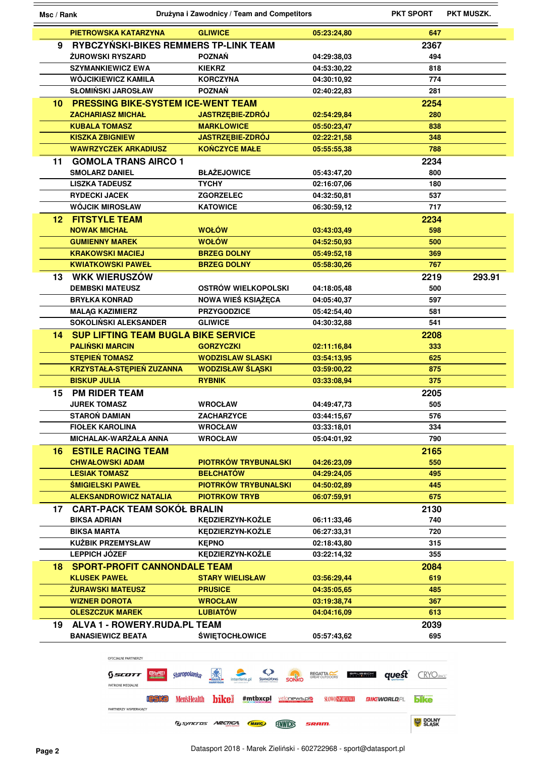| Msc / Rank | Drużyna i Zawodnicy / Team and Competitors | | | PKT SPORT | PKT MUSZK. |
|---|---|---|---|---|---|
| | PIETROWSKA KATARZYNA | GLIWICE | 05:23:24,80 | 647 | |
| 9 | RYBCZYŃSKI-BIKES REMMERS TP-LINK TEAM | | | 2367 | |
| | ŻUROWSKI RYSZARD | POZNAŃ | 04:29:38,03 | 494 | |
| | SZYMANKIEWICZ EWA | KIEKRZ | 04:53:30,22 | 818 | |
| | WÓJCIKIEWICZ KAMILA | KORCZYNA | 04:30:10,92 | 774 | |
| | SŁOMIŃSKI JAROSŁAW | POZNAŃ | 02:40:22,83 | 281 | |
| 10 | PRESSING BIKE-SYSTEM ICE-WENT TEAM | | | 2254 | |
| | ZACHARIASZ MICHAŁ | JASTRZĘBIE-ZDRÓJ | 02:54:29,84 | 280 | |
| | KUBALA TOMASZ | MARKLOWICE | 05:50:23,47 | 838 | |
| | KISZKA ZBIGNIEW | JASTRZĘBIE-ZDRÓJ | 02:22:21,58 | 348 | |
| | WAWRZYCZEK ARKADIUSZ | KOŃCZYCE MAŁE | 05:55:55,38 | 788 | |
| 11 | GOMOLA TRANS AIRCO 1 | | | 2234 | |
| | SMOLARZ DANIEL | BŁAŻEJOWICE | 05:43:47,20 | 800 | |
| | LISZKA TADEUSZ | TYCHY | 02:16:07,06 | 180 | |
| | RYDECKI JACEK | ZGORZELEC | 04:32:50,81 | 537 | |
| | WÓJCIK MIROSŁAW | KATOWICE | 06:30:59,12 | 717 | |
| 12 | FITSTYLE TEAM | | | 2234 | |
| | NOWAK MICHAŁ | WOŁÓW | 03:43:03,49 | 598 | |
| | GUMIENNY MAREK | WOŁÓW | 04:52:50,93 | 500 | |
| | KRAKOWSKI MACIEJ | BRZEG DOLNY | 05:49:52,18 | 369 | |
| | KWIATKOWSKI PAWEŁ | BRZEG DOLNY | 05:58:30,26 | 767 | |
| 13 | WKK WIERUSZÓW | | | 2219 | 293.91 |
| | DEMBSKI MATEUSZ | OSTRÓW WIELKOPOLSKI | 04:18:05,48 | 500 | |
| | BRYŁKA KONRAD | NOWA WIEŚ KSIĄŻĘCA | 04:05:40,37 | 597 | |
| | MALĄG KAZIMIERZ | PRZYGODZICE | 05:42:54,40 | 581 | |
| | SOKOLIŃSKI ALEKSANDER | GLIWICE | 04:30:32,88 | 541 | |
| 14 | SUP LIFTING TEAM BUGLA BIKE SERVICE | | | 2208 | |
| | PALIŃSKI MARCIN | GORZYCZKI | 02:11:16,84 | 333 | |
| | STĘPIEŃ TOMASZ | WODZISLAW SLASKI | 03:54:13,95 | 625 | |
| | KRZYSTAŁA-STĘPIEŃ ZUZANNA | WODZISŁAW ŚLĄSKI | 03:59:00,22 | 875 | |
| | BISKUP JULIA | RYBNIK | 03:33:08,94 | 375 | |
| 15 | PM RIDER TEAM | | | 2205 | |
| | JUREK TOMASZ | WROCŁAW | 04:49:47,73 | 505 | |
| | STAROŃ DAMIAN | ZACHARZYCE | 03:44:15,67 | 576 | |
| | FIOŁEK KAROLINA | WROCŁAW | 03:33:18,01 | 334 | |
| | MICHALAK-WARŻAŁA ANNA | WROCŁAW | 05:04:01,92 | 790 | |
| 16 | ESTILE RACING TEAM | | | 2165 | |
| | CHWAŁOWSKI ADAM | PIOTRKÓW TRYBUNALSKI | 04:26:23,09 | 550 | |
| | LESIAK TOMASZ | BEŁCHATÓW | 04:29:24,05 | 495 | |
| | ŚMIGIELSKI PAWEŁ | PIOTRKÓW TRYBUNALSKI | 04:50:02,89 | 445 | |
| | ALEKSANDROWICZ NATALIA | PIOTRKOW TRYB | 06:07:59,91 | 675 | |
| 17 | CART-PACK TEAM SOKÓŁ BRALIN | | | 2130 | |
| | BIKSA ADRIAN | KĘDZIERZYN-KOŹLE | 06:11:33,46 | 740 | |
| | BIKSA MARTA | KĘDZIERZYN-KOŹLE | 06:27:33,31 | 720 | |
| | KUŹBIK PRZEMYSŁAW | KĘPNO | 02:18:43,80 | 315 | |
| | LEPPICH JÓZEF | KĘDZIERZYN-KOŹLE | 03:22:14,32 | 355 | |
| 18 | SPORT-PROFIT CANNONDALE TEAM | | | 2084 | |
| | KLUSEK PAWEŁ | STARY WIELISŁAW | 03:56:29,44 | 619 | |
| | ŻURAWSKI MATEUSZ | PRUSICE | 04:35:05,65 | 485 | |
| | WIZNER DOROTA | WROCŁAW | 03:19:38,74 | 367 | |
| | OLESZCZUK MAREK | LUBIATÓW | 04:04:16,09 | 613 | |
| 19 | ALVA 1 - ROWERY.RUDA.PL TEAM | | | 2039 | |
| | BANASIEWICZ BEATA | ŚWIĘTOCHŁOWICE | 05:57:43,62 | 695 | |

OFICJALNI PARTNERZY

PATRONI MEDIALNI

PARTNERZY WSPIERAJĄCY

Datasport 2018 - Marek Zieliński - 602722968 - sport@datasport.pl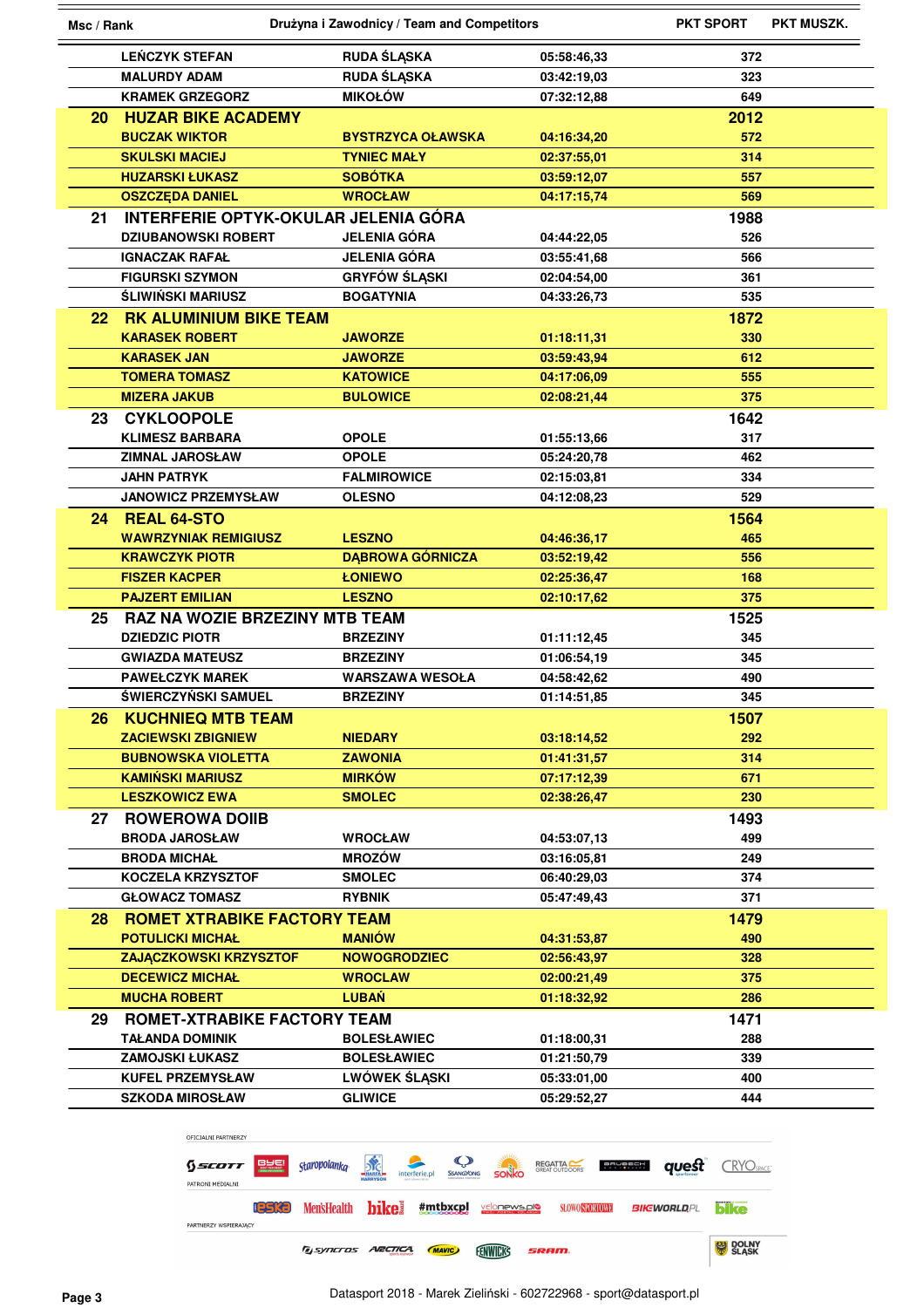| Msc / Rank | Drużyna i Zawodnicy / Team and Competitors | | | PKT SPORT | PKT MUSZK. |
|---|---|---|---|---|---|
| | LEŃCZYK STEFAN | RUDA ŚLĄSKA | 05:58:46,33 | 372 | |
| | MALURDY ADAM | RUDA ŚLĄSKA | 03:42:19,03 | 323 | |
| | KRAMEK GRZEGORZ | MIKOŁÓW | 07:32:12,88 | 649 | |
| **20** | **HUZAR BIKE ACADEMY** | | | **2012** | |
| | BUCZAK WIKTOR | BYSTRZYCA OŁAWSKA | 04:16:34,20 | 572 | |
| | SKULSKI MACIEJ | TYNIEC MAŁY | 02:37:55,01 | 314 | |
| | HUZARSKI ŁUKASZ | SOBÓTKA | 03:59:12,07 | 557 | |
| | OSZCZĘDA DANIEL | WROCŁAW | 04:17:15,74 | 569 | |
| **21** | **INTERFERIE OPTYK-OKULAR JELENIA GÓRA** | | | **1988** | |
| | DZIUBANOWSKI ROBERT | JELENIA GÓRA | 04:44:22,05 | 526 | |
| | IGNACZAK RAFAŁ | JELENIA GÓRA | 03:55:41,68 | 566 | |
| | FIGURSKI SZYMON | GRYFÓW ŚLĄSKI | 02:04:54,00 | 361 | |
| | ŚLIWIŃSKI MARIUSZ | BOGATYNIA | 04:33:26,73 | 535 | |
| **22** | **RK ALUMINIUM BIKE TEAM** | | | **1872** | |
| | KARASEK ROBERT | JAWORZE | 01:18:11,31 | 330 | |
| | KARASEK JAN | JAWORZE | 03:59:43,94 | 612 | |
| | TOMERA TOMASZ | KATOWICE | 04:17:06,09 | 555 | |
| | MIZERA JAKUB | BULOWICE | 02:08:21,44 | 375 | |
| **23** | **CYKLOOPOLE** | | | **1642** | |
| | KLIMESZ BARBARA | OPOLE | 01:55:13,66 | 317 | |
| | ZIMNAL JAROSŁAW | OPOLE | 05:24:20,78 | 462 | |
| | JAHN PATRYK | FALMIROWICE | 02:15:03,81 | 334 | |
| | JANOWICZ PRZEMYSŁAW | OLESNO | 04:12:08,23 | 529 | |
| **24** | **REAL 64-STO** | | | **1564** | |
| | WAWRZYNIAK REMIGIUSZ | LESZNO | 04:46:36,17 | 465 | |
| | KRAWCZYK PIOTR | DĄBROWA GÓRNICZA | 03:52:19,42 | 556 | |
| | FISZER KACPER | ŁONIEWO | 02:25:36,47 | 168 | |
| | PAJZERT EMILIAN | LESZNO | 02:10:17,62 | 375 | |
| **25** | **RAZ NA WOZIE BRZEZINY MTB TEAM** | | | **1525** | |
| | DZIEDZIC PIOTR | BRZEZINY | 01:11:12,45 | 345 | |
| | GWIAZDA MATEUSZ | BRZEZINY | 01:06:54,19 | 345 | |
| | PAWEŁCZYK MAREK | WARSZAWA WESOŁA | 04:58:42,62 | 490 | |
| | ŚWIERCZYŃSKI SAMUEL | BRZEZINY | 01:14:51,85 | 345 | |
| **26** | **KUCHNIEQ MTB TEAM** | | | **1507** | |
| | ZACIEWSKI ZBIGNIEW | NIEDARY | 03:18:14,52 | 292 | |
| | BUBNOWSKA VIOLETTA | ZAWONIA | 01:41:31,57 | 314 | |
| | KAMIŃSKI MARIUSZ | MIRKÓW | 07:17:12,39 | 671 | |
| | LESZKOWICZ EWA | SMOLEC | 02:38:26,47 | 230 | |
| **27** | **ROWEROWA DOIIB** | | | **1493** | |
| | BRODA JAROSŁAW | WROCŁAW | 04:53:07,13 | 499 | |
| | BRODA MICHAŁ | MROZÓW | 03:16:05,81 | 249 | |
| | KOCZELA KRZYSZTOF | SMOLEC | 06:40:29,03 | 374 | |
| | GŁOWACZ TOMASZ | RYBNIK | 05:47:49,43 | 371 | |
| **28** | **ROMET XTRABIKE FACTORY TEAM** | | | **1479** | |
| | POTULICKI MICHAŁ | MANIÓW | 04:31:53,87 | 490 | |
| | ZAJĄCZKOWSKI KRZYSZTOF | NOWOGRODZIEC | 02:56:43,97 | 328 | |
| | DECEWICZ MICHAŁ | WROCLAW | 02:00:21,49 | 375 | |
| | MUCHA ROBERT | LUBAŃ | 01:18:32,92 | 286 | |
| **29** | **ROMET-XTRABIKE FACTORY TEAM** | | | **1471** | |
| | TAŁANDA DOMINIK | BOLESŁAWIEC | 01:18:00,31 | 288 | |
| | ZAMOJSKI ŁUKASZ | BOLESŁAWIEC | 01:21:50,79 | 339 | |
| | KUFEL PRZEMYSŁAW | LWÓWEK ŚLĄSKI | 05:33:01,00 | 400 | |
| | SZKODA MIROSŁAW | GLIWICE | 05:29:52,27 | 444 | |

OFICJALNI PARTNERZY

PATRONI MEDIALNI

PARTNERZY WSPIERAJĄCY

Datasport 2018 - Marek Zieliński - 602722968 - sport@datasport.pl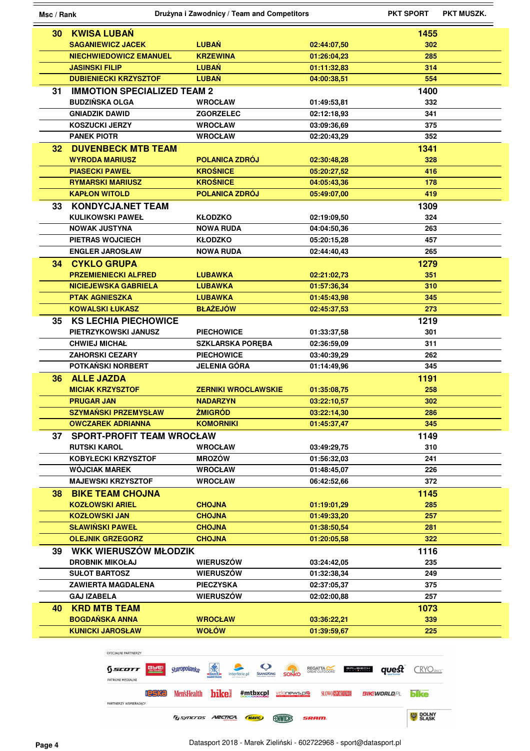| Msc / Rank | Drużyna i Zawodnicy / Team and Competitors | | | PKT SPORT | PKT MUSZK. |
|---|---|---|---|---|---|
| 30 | **KWISA LUBAŃ** | | | 1455 | |
| | SAGANIEWICZ JACEK | LUBAŃ | 02:44:07,50 | 302 | |
| | NIECHWIEDOWICZ EMANUEL | KRZEWINA | 01:26:04,23 | 285 | |
| | JASINSKI FILIP | LUBAŃ | 01:11:32,83 | 314 | |
| | DUBIENIECKI KRZYSZTOF | LUBAŃ | 04:00:38,51 | 554 | |
| 31 | **IMMOTION SPECIALIZED TEAM 2** | | | 1400 | |
| | BUDZIŃSKA OLGA | WROCŁAW | 01:49:53,81 | 332 | |
| | GNIADZIK DAWID | ZGORZELEC | 02:12:18,93 | 341 | |
| | KOSZUCKI JERZY | WROCŁAW | 03:09:36,69 | 375 | |
| | PANEK PIOTR | WROCŁAW | 02:20:43,29 | 352 | |
| 32 | **DUVENBECK MTB TEAM** | | | 1341 | |
| | WYRODA MARIUSZ | POLANICA ZDRÓJ | 02:30:48,28 | 328 | |
| | PIASECKI PAWEŁ | KROŚNICE | 05:20:27,52 | 416 | |
| | RYMARSKI MARIUSZ | KROŚNICE | 04:05:43,36 | 178 | |
| | KAPŁON WITOLD | POLANICA ZDRÓJ | 05:49:07,00 | 419 | |
| 33 | **KONDYCJA.NET TEAM** | | | 1309 | |
| | KULIKOWSKI PAWEŁ | KŁODZKO | 02:19:09,50 | 324 | |
| | NOWAK JUSTYNA | NOWA RUDA | 04:04:50,36 | 263 | |
| | PIETRAS WOJCIECH | KŁODZKO | 05:20:15,28 | 457 | |
| | ENGLER JAROSŁAW | NOWA RUDA | 02:44:40,43 | 265 | |
| 34 | **CYKLO GRUPA** | | | 1279 | |
| | PRZEMIENIECKI ALFRED | LUBAWKA | 02:21:02,73 | 351 | |
| | NICIEJEWSKA GABRIELA | LUBAWKA | 01:57:36,34 | 310 | |
| | PTAK AGNIESZKA | LUBAWKA | 01:45:43,98 | 345 | |
| | KOWALSKI ŁUKASZ | BŁAŻEJÓW | 02:45:37,53 | 273 | |
| 35 | **KS LECHIA PIECHOWICE** | | | 1219 | |
| | PIETRZYKOWSKI JANUSZ | PIECHOWICE | 01:33:37,58 | 301 | |
| | CHWIEJ MICHAŁ | SZKLARSKA PORĘBA | 02:36:59,09 | 311 | |
| | ZAHORSKI CEZARY | PIECHOWICE | 03:40:39,29 | 262 | |
| | POTKAŃSKI NORBERT | JELENIA GÓRA | 01:14:49,96 | 345 | |
| 36 | **ALLE JAZDA** | | | 1191 | |
| | MICIAK KRZYSZTOF | ZERNIKI WROCLAWSKIE | 01:35:08,75 | 258 | |
| | PRUGAR JAN | NADARZYN | 03:22:10,57 | 302 | |
| | SZYMAŃSKI PRZEMYSŁAW | ŻMIGRÓD | 03:22:14,30 | 286 | |
| | OWCZAREK ADRIANNA | KOMORNIKI | 01:45:37,47 | 345 | |
| 37 | **SPORT-PROFIT TEAM WROCŁAW** | | | 1149 | |
| | RUTSKI KAROL | WROCŁAW | 03:49:29,75 | 310 | |
| | KOBYŁECKI KRZYSZTOF | MROZÓW | 01:56:32,03 | 241 | |
| | WÓJCIAK MAREK | WROCŁAW | 01:48:45,07 | 226 | |
| | MAJEWSKI KRZYSZTOF | WROCŁAW | 06:42:52,66 | 372 | |
| 38 | **BIKE TEAM CHOJNA** | | | 1145 | |
| | KOZŁOWSKI ARIEL | CHOJNA | 01:19:01,29 | 285 | |
| | KOZŁOWSKI JAN | CHOJNA | 01:49:33,20 | 257 | |
| | SŁAWIŃSKI PAWEŁ | CHOJNA | 01:38:50,54 | 281 | |
| | OLEJNIK GRZEGORZ | CHOJNA | 01:20:05,58 | 322 | |
| 39 | **WKK WIERUSZÓW MŁODZIK** | | | 1116 | |
| | DROBNIK MIKOŁAJ | WIERUSZÓW | 03:24:42,05 | 235 | |
| | SUŁOT BARTOSZ | WIERUSZÓW | 01:32:38,34 | 249 | |
| | ZAWIERTA MAGDALENA | PIECZYSKA | 02:37:05,37 | 375 | |
| | GAJ IZABELA | WIERUSZÓW | 02:02:00,88 | 257 | |
| 40 | **KRD MTB TEAM** | | | 1073 | |
| | BOGDAŃSKA ANNA | WROCŁAW | 03:36:22,21 | 339 | |
| | KUNICKI JAROSŁAW | WOŁÓW | 01:39:59,67 | 225 | |

OFICJALNI PARTNERZY

PATRONI MEDIALNI

PARTNERZY WSPIERAJĄCY

Datasport 2018 - Marek Zieliński - 602722968 - sport@datasport.pl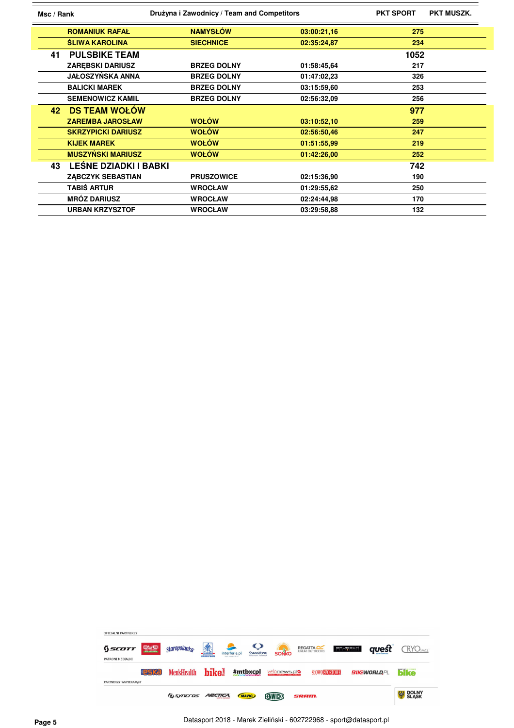| Msc / Rank | Drużyna i Zawodnicy / Team and Competitors | | | PKT SPORT | PKT MUSZK. |
|---|---|---|---|---|---|
| | ROMANIUK RAFAŁ | NAMYSŁÓW | 03:00:21,16 | 275 | |
| | ŚLIWA KAROLINA | SIECHNICE | 02:35:24,87 | 234 | |
| **41** | **PULSBIKE TEAM** | | | **1052** | |
| | ZARĘBSKI DARIUSZ | BRZEG DOLNY | 01:58:45,64 | 217 | |
| | JAŁOSZYŃSKA ANNA | BRZEG DOLNY | 01:47:02,23 | 326 | |
| | BALICKI MAREK | BRZEG DOLNY | 03:15:59,60 | 253 | |
| | SEMENOWICZ KAMIL | BRZEG DOLNY | 02:56:32,09 | 256 | |
| **42** | **DS TEAM WOŁÓW** | | | **977** | |
| | ZAREMBA JAROSŁAW | WOŁÓW | 03:10:52,10 | 259 | |
| | SKRZYPICKI DARIUSZ | WOŁÓW | 02:56:50,46 | 247 | |
| | KIJEK MAREK | WOŁÓW | 01:51:55,99 | 219 | |
| | MUSZYŃSKI MARIUSZ | WOŁÓW | 01:42:26,00 | 252 | |
| **43** | **LEŚNE DZIADKI I BABKI** | | | **742** | |
| | ZĄBCZYK SEBASTIAN | PRUSZOWICE | 02:15:36,90 | 190 | |
| | TABIŚ ARTUR | WROCŁAW | 01:29:55,62 | 250 | |
| | MRÓZ DARIUSZ | WROCŁAW | 02:24:44,98 | 170 | |
| | URBAN KRZYSZTOF | WROCŁAW | 03:29:58,88 | 132 | |

OFICJALNI PARTNERZY

SCOTT, BYE!, Staropolanka, HARFA HARRYSON, interferie.pl, SSANGYONG, SONKO, REGATTA GREAT OUTDOORS, BRUBECK, quest, CRYO SPACE

PATRONI MEDIALNI

ESKA, Men'sHealth, bike, #mtbxcpl, velonews.pl, SŁOWO SPORTOWE, BIKEWORLD.PL, bike

PARTNERZY WSPIERAJĄCY

syncros, ARCTICA, MAVIC, FENWICKS, SRAM, DOLNY ŚLĄSK

Datasport 2018 - Marek Zieliński - 602722968 - sport@datasport.pl